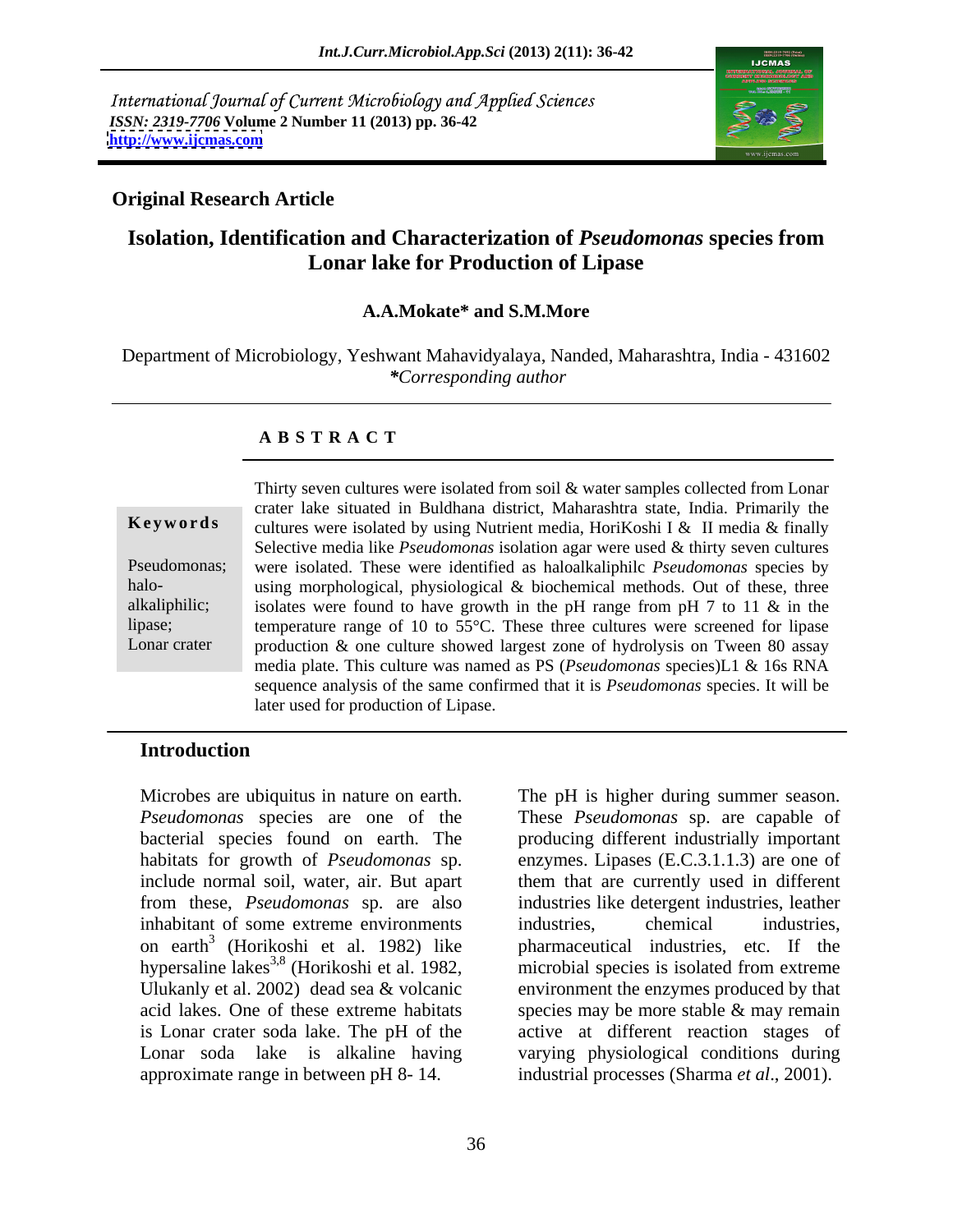International Journal of Current Microbiology and Applied Sciences
*ISSN: 2319-7706* **Volume 2 Number 11 (2013) pp. 36-42**
**http://www.ijcmas.com**

**Original Research Article**

# Isolation, Identification and Characterization of *Pseudomonas* species from Lonar lake for Production of Lipase

**A.A.Mokate\* and S.M.More**

Department of Microbiology, Yeshwant Mahavidyalaya, Nanded, Maharashtra, India - 431602
***Corresponding author***

## A B S T R A C T

**Keywords**

Pseudomonas; halo-alkaliphilic; lipase; Lonar crater

Thirty seven cultures were isolated from soil & water samples collected from Lonar crater lake situated in Buldhana district, Maharashtra state, India. Primarily the cultures were isolated by using Nutrient media, HoriKoshi I & II media & finally Selective media like *Pseudomonas* isolation agar were used & thirty seven cultures were isolated. These were identified as haloalkaliphilc *Pseudomonas* species by using morphological, physiological & biochemical methods. Out of these, three isolates were found to have growth in the pH range from pH 7 to 11 & in the temperature range of 10 to 55°C. These three cultures were screened for lipase production & one culture showed largest zone of hydrolysis on Tween 80 assay media plate. This culture was named as PS (*Pseudomonas* species)L1 & 16s RNA sequence analysis of the same confirmed that it is *Pseudomonas* species. It will be later used for production of Lipase.

## Introduction

Microbes are ubiquitus in nature on earth. *Pseudomonas* species are one of the bacterial species found on earth. The habitats for growth of *Pseudomonas* sp. include normal soil, water, air. But apart from these, *Pseudomonas* sp. are also inhabitant of some extreme environments on earth[3] (Horikoshi et al. 1982) like hypersaline lakes[3,8] (Horikoshi et al. 1982, Ulukanly et al. 2002) dead sea & volcanic acid lakes. One of these extreme habitats is Lonar crater soda lake. The pH of the Lonar soda lake is alkaline having approximate range in between pH 8- 14. The pH is higher during summer season. These *Pseudomonas* sp. are capable of producing different industrially important enzymes. Lipases (E.C.3.1.1.3) are one of them that are currently used in different industries like detergent industries, leather industries, chemical industries, pharmaceutical industries, etc. If the microbial species is isolated from extreme environment the enzymes produced by that species may be more stable & may remain active at different reaction stages of varying physiological conditions during industrial processes (Sharma *et al*., 2001).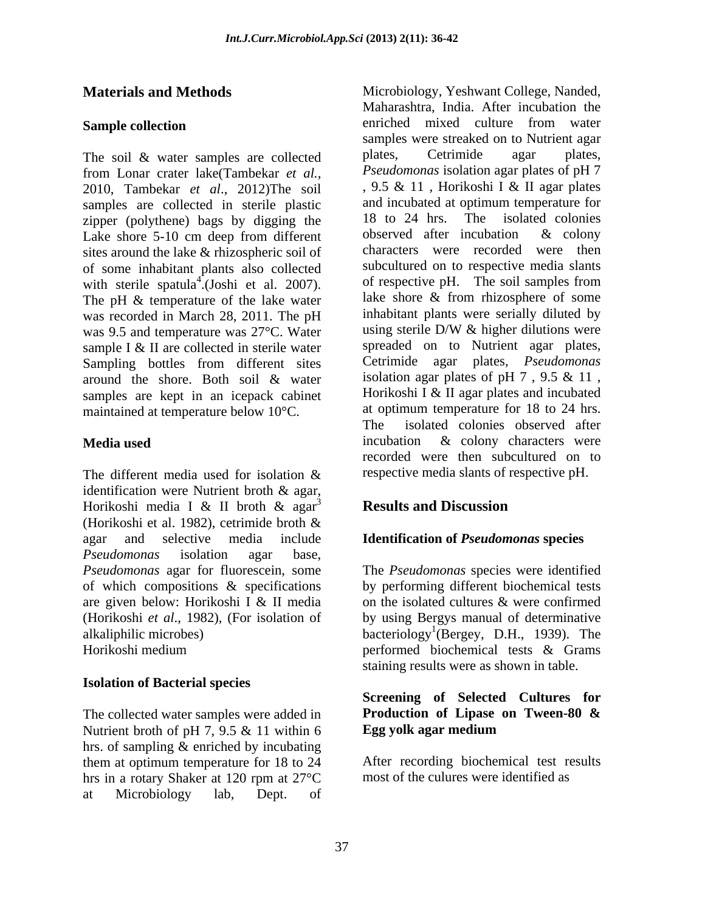## Materials and Methods

### Sample collection

The soil & water samples are collected from Lonar crater lake(Tambekar *et al.*, 2010, Tambekar *et al*., 2012)The soil samples are collected in sterile plastic zipper (polythene) bags by digging the Lake shore 5-10 cm deep from different sites around the lake & rhizospheric soil of of some inhabitant plants also collected with sterile spatula[4].(Joshi et al. 2007). The pH & temperature of the lake water was recorded in March 28, 2011. The pH was 9.5 and temperature was 27°C. Water sample I & II are collected in sterile water Sampling bottles from different sites around the shore. Both soil & water samples are kept in an icepack cabinet maintained at temperature below 10°C.

### Media used

The different media used for isolation & identification were Nutrient broth & agar, Horikoshi media I & II broth & agar[3] (Horikoshi et al. 1982), cetrimide broth & agar and selective media include *Pseudomonas* isolation agar base, *Pseudomonas* agar for fluorescein, some of which compositions & specifications are given below: Horikoshi I & II media (Horikoshi *et al*., 1982), (For isolation of alkaliphilic microbes)
Horikoshi medium

### Isolation of Bacterial species

The collected water samples were added in Nutrient broth of pH 7, 9.5 & 11 within 6 hrs. of sampling & enriched by incubating them at optimum temperature for 18 to 24 hrs in a rotary Shaker at 120 rpm at 27°C at Microbiology lab, Dept. of Microbiology, Yeshwant College, Nanded, Maharashtra, India. After incubation the enriched mixed culture from water samples were streaked on to Nutrient agar plates, Cetrimide agar plates, *Pseudomonas* isolation agar plates of pH 7 , 9.5 & 11 , Horikoshi I & II agar plates and incubated at optimum temperature for 18 to 24 hrs. The isolated colonies observed after incubation & colony characters were recorded were then subcultured on to respective media slants of respective pH. The soil samples from lake shore & from rhizosphere of some inhabitant plants were serially diluted by using sterile D/W & higher dilutions were spreaded on to Nutrient agar plates, Cetrimide agar plates, *Pseudomonas* isolation agar plates of pH 7 , 9.5 & 11 , Horikoshi I & II agar plates and incubated at optimum temperature for 18 to 24 hrs. The isolated colonies observed after incubation & colony characters were recorded were then subcultured on to respective media slants of respective pH.

## Results and Discussion

### Identification of *Pseudomonas* species

The *Pseudomonas* species were identified by performing different biochemical tests on the isolated cultures & were confirmed by using Bergys manual of determinative bacteriology[1](Bergey, D.H., 1939). The performed biochemical tests & Grams staining results were as shown in table.

### Screening of Selected Cultures for Production of Lipase on Tween-80 & Egg yolk agar medium

After recording biochemical test results most of the culures were identified as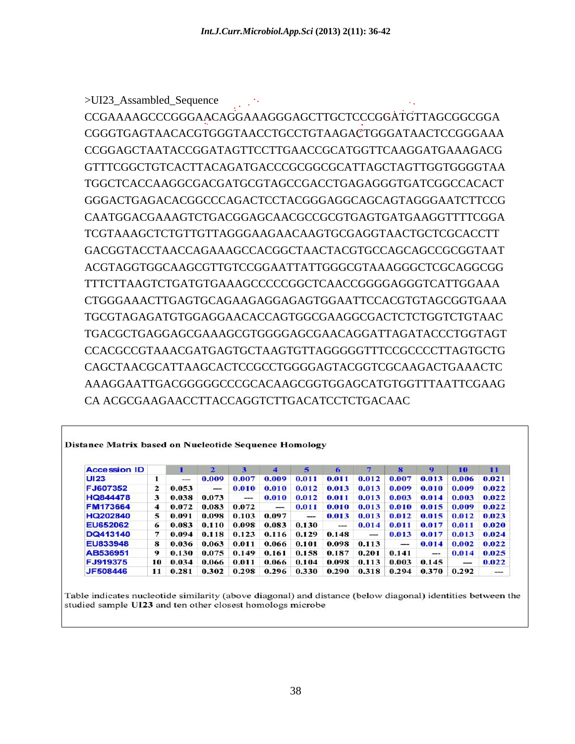>UI23_Assambled_Sequence

CCGAAAAGCCCGGGAACAGGAAAGGGAGCTTGCTCCCGGATGTTAGCGGCGGA
CGGGTGAGTAACACGTGGGTAACCTGCCTGTAAGACTGGGATAACTCCGGGAAA
CCGGAGCTAATACCGGATAGTTCCTTGAACCGCATGGTTCAAGGATGAAAGACG
GTTTCGGCTGTCACTTACAGATGACCCGCGGCGCATTAGCTAGTTGGTGGGGTAA
TGGCTCACCAAGGCGACGATGCGTAGCCGACCTGAGAGGGTGATCGGCCACACT
GGGACTGAGACACGGCCCAGACTCCTACGGGAGGCAGCAGTAGGGAATCTTCCG
CAATGGACGAAAGTCTGACGGAGCAACGCCGCGTGAGTGATGAAGGTTTTCGGA
TCGTAAAGCTCTGTTGTTAGGGAAGAACAAGTGCGAGGTAACTGCTCGCACCTT
GACGGTACCTAACCAGAAAGCCACGGCTAACTACGTGCCAGCAGCCGCGGTAAT
ACGTAGGTGGCAAGCGTTGTCCGGAATTATTGGGCGTAAAGGGCTCGCAGGCGG
TTTCTTAAGTCTGATGTGAAAGCCCCCGGCTCAACCGGGGAGGGTCATTGGAAA
CTGGGAAACTTGAGTGCAGAAGAGGAGAGTGGAATTCCACGTGTAGCGGTGAAA
TGCGTAGAGATGTGGAGGAACACCAGTGGCGAAGGCGACTCTCTGGTCTGTAAC
TGACGCTGAGGAGCGAAAGCGTGGGGAGCGAACAGGATTAGATACCCTGGTAGT
CCACGCCGTAAACGATGAGTGCTAAGTGTTAGGGGGTTTCCGCCCCTTAGTGCTG
CAGCTAACGCATTAAGCACTCCGCCTGGGGAGTACGGTCGCAAGACTGAAACTC
AAAGGAATTGACGGGGGCCCGCACAAGCGGTGGAGCATGTGGTTTAATTCGAAG
CA ACGCGAAGAACCTTACCAGGTCTTGACATCCTCTGACAAC

**Distance Matrix based on Nucleotide Sequence Homology**

| Accession ID | | 1 | 2 | 3 | 4 | 5 | 6 | 7 | 8 | 9 | 10 | 11 |
|---|---|---|---|---|---|---|---|---|---|---|---|---|
| UI23 | 1 | — | 0.009 | 0.007 | 0.009 | 0.011 | 0.011 | 0.012 | 0.007 | 0.013 | 0.006 | 0.021 |
| FJ607352 | 2 | 0.053 | — | 0.010 | 0.010 | 0.012 | 0.013 | 0.013 | 0.009 | 0.010 | 0.009 | 0.022 |
| HQ844478 | 3 | 0.038 | 0.073 | — | 0.010 | 0.012 | 0.011 | 0.013 | 0.003 | 0.014 | 0.003 | 0.022 |
| FM173664 | 4 | 0.072 | 0.083 | 0.072 | — | 0.011 | 0.010 | 0.013 | 0.010 | 0.015 | 0.009 | 0.022 |
| HQ202840 | 5 | 0.091 | 0.098 | 0.103 | 0.097 | — | 0.013 | 0.013 | 0.012 | 0.015 | 0.012 | 0.023 |
| EU652062 | 6 | 0.083 | 0.110 | 0.098 | 0.083 | 0.130 | — | 0.014 | 0.011 | 0.017 | 0.011 | 0.020 |
| DQ413140 | 7 | 0.094 | 0.118 | 0.123 | 0.116 | 0.129 | 0.148 | — | 0.013 | 0.017 | 0.013 | 0.024 |
| EU833948 | 8 | 0.036 | 0.063 | 0.011 | 0.066 | 0.101 | 0.098 | 0.113 | — | 0.014 | 0.002 | 0.022 |
| AB536951 | 9 | 0.130 | 0.075 | 0.149 | 0.161 | 0.158 | 0.187 | 0.201 | 0.141 | — | 0.014 | 0.025 |
| FJ919375 | 10 | 0.034 | 0.066 | 0.011 | 0.066 | 0.104 | 0.098 | 0.113 | 0.003 | 0.145 | — | 0.022 |
| JF508446 | 11 | 0.281 | 0.302 | 0.298 | 0.296 | 0.330 | 0.290 | 0.318 | 0.294 | 0.370 | 0.292 | — |

Table indicates nucleotide similarity (above diagonal) and distance (below diagonal) identities between the studied sample **UI23** and ten other closest homologs microbe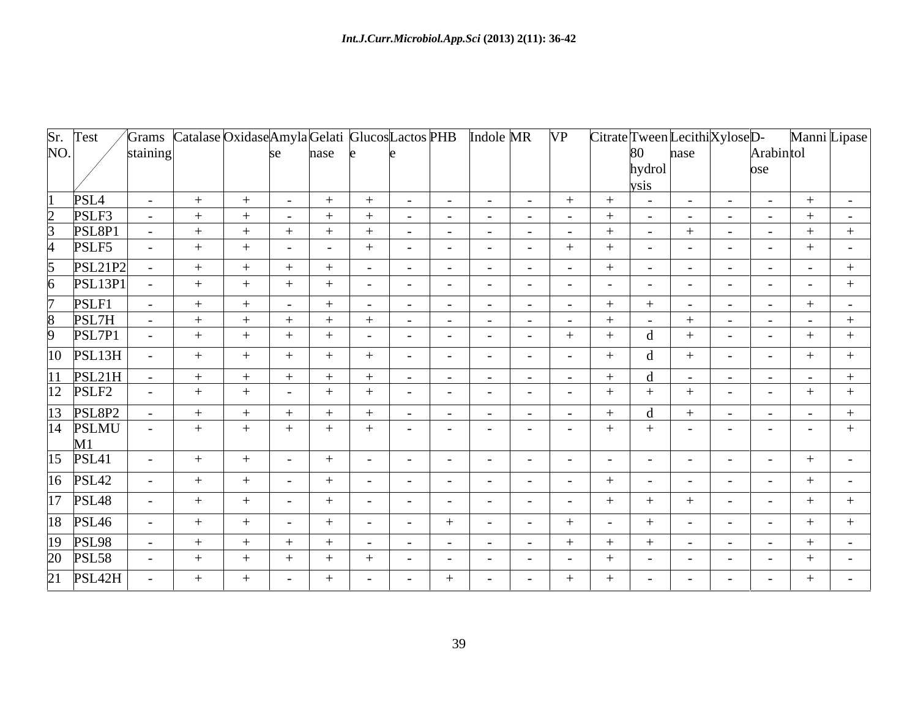| Sr. NO. | Test | Grams staining | Catalase | Oxidase | Amylase | Gelatinase | Glucose | Lactose | PHB | Indole | MR | VP | Citrate | Tween 80 hydrolysis | Lecithinase | Xylose | D-Arabinose | Mannitol | Lipase |
|---|---|---|---|---|---|---|---|---|---|---|---|---|---|---|---|---|---|---|---|
| 1 | PSL4 | - | + | + | - | + | + | - | - | - | - | + | + | - | - | - | - | + | - |
| 2 | PSLF3 | - | + | + | - | + | + | - | - | - | - | - | + | - | - | - | - | + | - |
| 3 | PSL8P1 | - | + | + | + | + | + | - | - | - | - | - | + | - | + | - | - | + | + |
| 4 | PSLF5 | - | + | + | - | - | + | - | - | - | - | + | + | - | - | - | - | + | - |
| 5 | PSL21P2 | - | + | + | + | + | - | - | - | - | - | - | + | - | - | - | - | - | + |
| 6 | PSL13P1 | - | + | + | + | + | - | - | - | - | - | - | - | - | - | - | - | - | + |
| 7 | PSLF1 | - | + | + | - | + | - | - | - | - | - | - | + | + | - | - | - | + | - |
| 8 | PSL7H | - | + | + | + | + | + | - | - | - | - | - | + | - | + | - | - | - | + |
| 9 | PSL7P1 | - | + | + | + | + | - | - | - | - | - | + | + | d | + | - | - | + | + |
| 10 | PSL13H | - | + | + | + | + | + | - | - | - | - | - | + | d | + | - | - | + | + |
| 11 | PSL21H | - | + | + | + | + | + | - | - | - | - | - | + | d | - | - | - | - | + |
| 12 | PSLF2 | - | + | + | - | + | + | - | - | - | - | - | + | + | + | - | - | + | + |
| 13 | PSL8P2 | - | + | + | + | + | + | - | - | - | - | - | + | d | + | - | - | - | + |
| 14 | PSLMUM1 | - | + | + | + | + | + | - | - | - | - | - | + | + | - | - | - | - | + |
| 15 | PSL41 | - | + | + | - | + | - | - | - | - | - | - | - | - | - | - | - | + | - |
| 16 | PSL42 | - | + | + | - | + | - | - | - | - | - | - | + | - | - | - | - | + | - |
| 17 | PSL48 | - | + | + | - | + | - | - | - | - | - | - | + | + | + | - | - | + | + |
| 18 | PSL46 | - | + | + | - | + | - | - | + | - | - | + | - | + | - | - | - | + | + |
| 19 | PSL98 | - | + | + | + | + | - | - | - | - | - | + | + | + | - | - | - | + | - |
| 20 | PSL58 | - | + | + | + | + | + | - | - | - | - | - | + | - | - | - | - | + | - |
| 21 | PSL42H | - | + | + | - | + | - | - | + | - | - | + | + | - | - | - | - | + | - |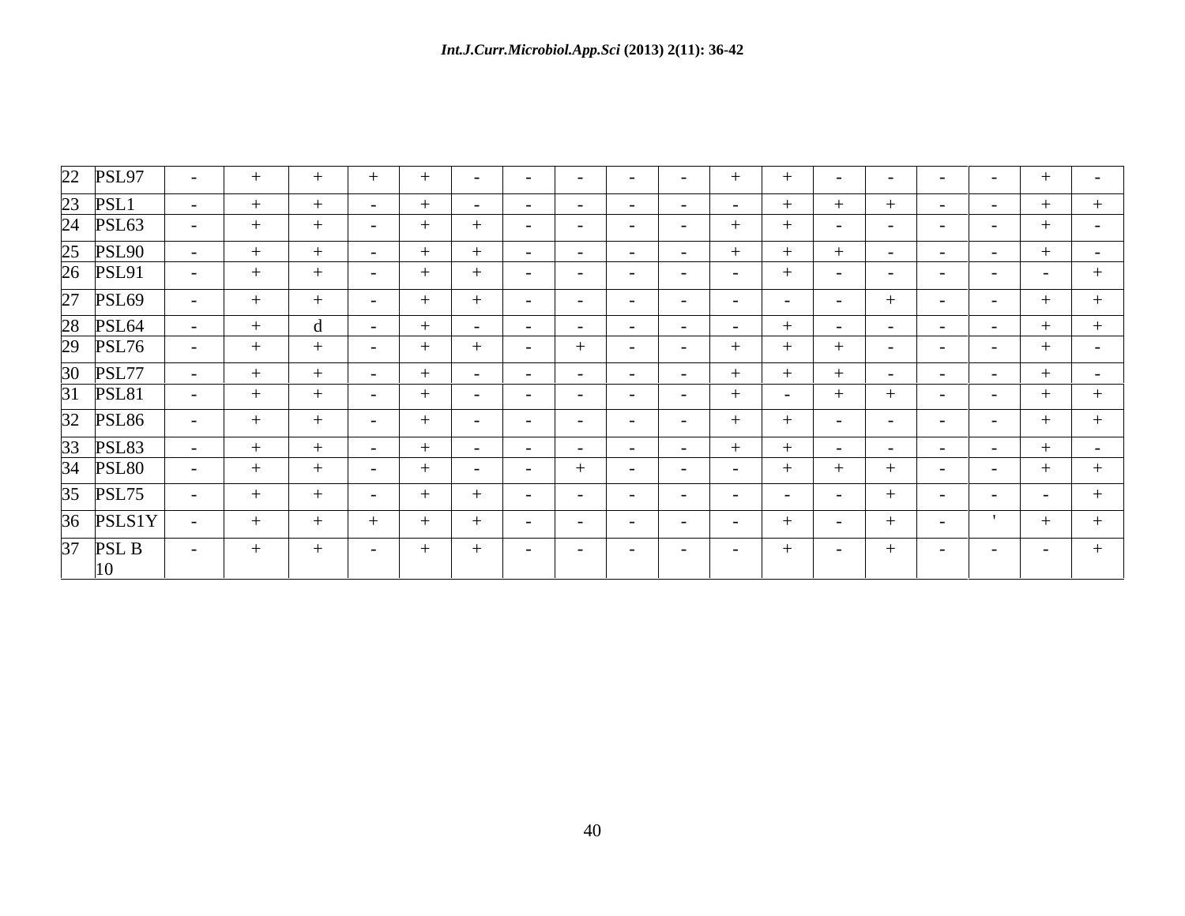| | | | | | | | | | | | | | | | | | | | |
|---|---|---|---|---|---|---|---|---|---|---|---|---|---|---|---|---|---|---|---|
| 22 | PSL97 | - | + | + | + | + | - | - | - | - | - | + | + | - | - | - | - | + | - |
| 23 | PSL1 | - | + | + | - | + | - | - | - | - | - | - | + | + | + | - | - | + | + |
| 24 | PSL63 | - | + | + | - | + | + | - | - | - | - | + | + | - | - | - | - | + | - |
| 25 | PSL90 | - | + | + | - | + | + | - | - | - | - | + | + | + | - | - | - | + | - |
| 26 | PSL91 | - | + | + | - | + | + | - | - | - | - | - | + | - | - | - | - | - | + |
| 27 | PSL69 | - | + | + | - | + | + | - | - | - | - | - | - | - | + | - | - | + | + |
| 28 | PSL64 | - | + | d | - | + | - | - | - | - | - | - | + | - | - | - | - | + | + |
| 29 | PSL76 | - | + | + | - | + | + | - | + | - | - | + | + | + | - | - | - | + | - |
| 30 | PSL77 | - | + | + | - | + | - | - | - | - | - | + | + | + | - | - | - | + | - |
| 31 | PSL81 | - | + | + | - | + | - | - | - | - | - | + | - | + | + | - | - | + | + |
| 32 | PSL86 | - | + | + | - | + | - | - | - | - | - | + | + | - | - | - | - | + | + |
| 33 | PSL83 | - | + | + | - | + | - | - | - | - | - | + | + | - | - | - | - | + | - |
| 34 | PSL80 | - | + | + | - | + | - | - | + | - | - | - | + | + | + | - | - | + | + |
| 35 | PSL75 | - | + | + | - | + | + | - | - | - | - | - | - | - | + | - | - | - | + |
| 36 | PSLS1Y | - | + | + | + | + | + | - | - | - | - | - | + | - | + | - | ' | + | + |
| 37 | PSL B 10 | - | + | + | - | + | + | - | - | - | - | - | + | - | + | - | - | - | + |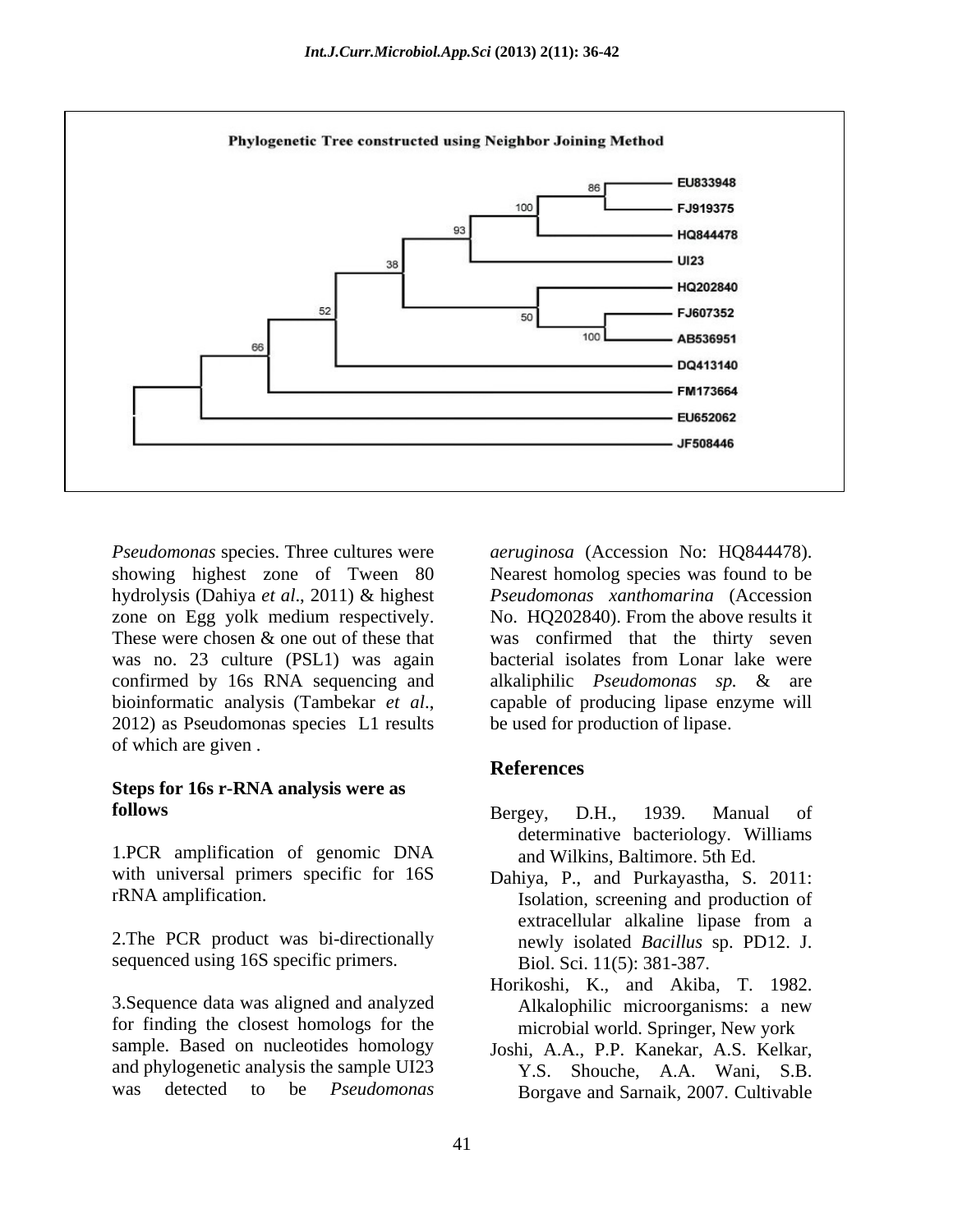Phylogenetic Tree constructed using Neighbor Joining Method

*Pseudomonas* species. Three cultures were showing highest zone of Tween 80 hydrolysis (Dahiya *et al*., 2011) & highest zone on Egg yolk medium respectively. These were chosen & one out of these that was no. 23 culture (PSL1) was again confirmed by 16s RNA sequencing and bioinformatic analysis (Tambekar *et al*., 2012) as Pseudomonas species L1 results of which are given .

**Steps for 16s r-RNA analysis were as follows**

1.PCR amplification of genomic DNA with universal primers specific for 16S rRNA amplification.

2.The PCR product was bi-directionally sequenced using 16S specific primers.

3.Sequence data was aligned and analyzed for finding the closest homologs for the sample. Based on nucleotides homology and phylogenetic analysis the sample UI23 was detected to be *Pseudomonas aeruginosa* (Accession No: HQ844478). Nearest homolog species was found to be *Pseudomonas xanthomarina* (Accession No. HQ202840). From the above results it was confirmed that the thirty seven bacterial isolates from Lonar lake were alkaliphilic *Pseudomonas sp.* & are capable of producing lipase enzyme will be used for production of lipase.

## References

Bergey, D.H., 1939. Manual of determinative bacteriology. Williams and Wilkins, Baltimore. 5th Ed.

Dahiya, P., and Purkayastha, S. 2011: Isolation, screening and production of extracellular alkaline lipase from a newly isolated *Bacillus* sp. PD12. J. Biol. Sci. 11(5): 381-387.

Horikoshi, K., and Akiba, T. 1982. Alkalophilic microorganisms: a new microbial world. Springer, New york

Joshi, A.A., P.P. Kanekar, A.S. Kelkar, Y.S. Shouche, A.A. Wani, S.B. Borgave and Sarnaik, 2007. Cultivable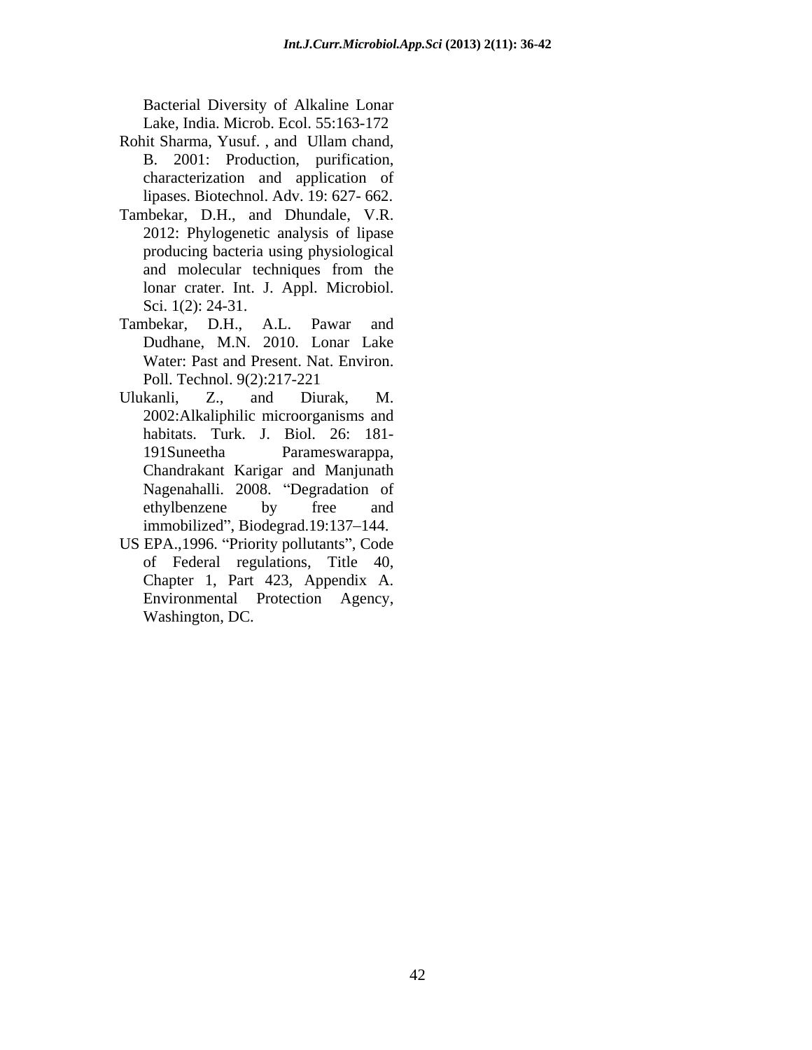Bacterial Diversity of Alkaline Lonar Lake, India. Microb. Ecol. 55:163-172

Rohit Sharma, Yusuf. , and Ullam chand, B. 2001: Production, purification, characterization and application of lipases. Biotechnol. Adv. 19: 627- 662.

Tambekar, D.H., and Dhundale, V.R. 2012: Phylogenetic analysis of lipase producing bacteria using physiological and molecular techniques from the lonar crater. Int. J. Appl. Microbiol. Sci. 1(2): 24-31.

Tambekar, D.H., A.L. Pawar and Dudhane, M.N. 2010. Lonar Lake Water: Past and Present. Nat. Environ. Poll. Technol. 9(2):217-221

Ulukanli, Z., and Diurak, M. 2002:Alkaliphilic microorganisms and habitats. Turk. J. Biol. 26: 181-191Suneetha Parameswarappa, Chandrakant Karigar and Manjunath Nagenahalli. 2008. "Degradation of ethylbenzene by free and immobilized", Biodegrad.19:137–144.

US EPA.,1996. "Priority pollutants", Code of Federal regulations, Title 40, Chapter 1, Part 423, Appendix A. Environmental Protection Agency, Washington, DC.